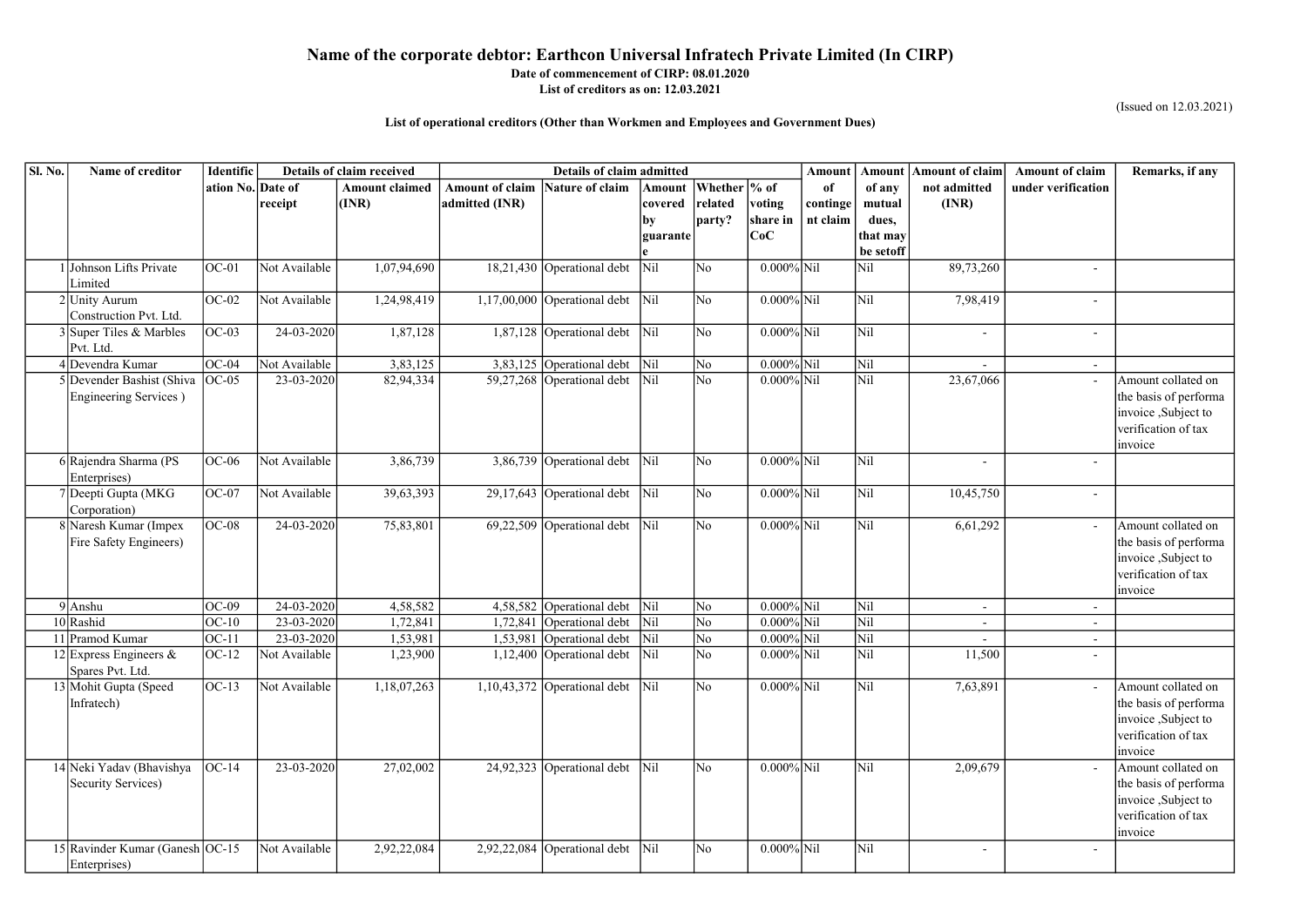# Name of the corporate debtor: Earthcon Universal Infratech Private Limited (In CIRP)

**Date of commencement of CIRP: 08.01.2020**

**List of creditors as on: 12.03.2021**

(Issued on 12.03.2021)

**List of operational creditors (Other than Workmen and Employees and Government Dues)**

| Sl. No. | Name of creditor | Identification No. | Details of claim received | | Details of claim admitted | | | | | Amount of contingent claim | Amount of any mutual dues, that may be setoff | Amount of claim not admitted (INR) | Amount of claim under verification | Remarks, if any |
|---|---|---|---|---|---|---|---|---|---|---|---|---|---|---|
| | | | Date of receipt | Amount claimed (INR) | Amount of claim admitted (INR) | Nature of claim | Amount covered by guarantee | Whether related party? | % of voting share in CoC | | | | | |
| 1 | Johnson Lifts Private Limited | OC-01 | Not Available | 1,07,94,690 | 18,21,430 | Operational debt | Nil | No | 0.000% | Nil | Nil | 89,73,260 | - | |
| 2 | Unity Aurum Construction Pvt. Ltd. | OC-02 | Not Available | 1,24,98,419 | 1,17,00,000 | Operational debt | Nil | No | 0.000% | Nil | Nil | 7,98,419 | - | |
| 3 | Super Tiles & Marbles Pvt. Ltd. | OC-03 | 24-03-2020 | 1,87,128 | 1,87,128 | Operational debt | Nil | No | 0.000% | Nil | Nil | - | - | |
| 4 | Devendra Kumar | OC-04 | Not Available | 3,83,125 | 3,83,125 | Operational debt | Nil | No | 0.000% | Nil | Nil | - | - | |
| 5 | Devender Bashist (Shiva Engineering Services ) | OC-05 | 23-03-2020 | 82,94,334 | 59,27,268 | Operational debt | Nil | No | 0.000% | Nil | Nil | 23,67,066 | - | Amount collated on the basis of performa invoice ,Subject to verification of tax invoice |
| 6 | Rajendra Sharma (PS Enterprises) | OC-06 | Not Available | 3,86,739 | 3,86,739 | Operational debt | Nil | No | 0.000% | Nil | Nil | - | - | |
| 7 | Deepti Gupta (MKG Corporation) | OC-07 | Not Available | 39,63,393 | 29,17,643 | Operational debt | Nil | No | 0.000% | Nil | Nil | 10,45,750 | - | |
| 8 | Naresh Kumar (Impex Fire Safety Engineers) | OC-08 | 24-03-2020 | 75,83,801 | 69,22,509 | Operational debt | Nil | No | 0.000% | Nil | Nil | 6,61,292 | - | Amount collated on the basis of performa invoice ,Subject to verification of tax invoice |
| 9 | Anshu | OC-09 | 24-03-2020 | 4,58,582 | 4,58,582 | Operational debt | Nil | No | 0.000% | Nil | Nil | - | - | |
| 10 | Rashid | OC-10 | 23-03-2020 | 1,72,841 | 1,72,841 | Operational debt | Nil | No | 0.000% | Nil | Nil | - | - | |
| 11 | Pramod Kumar | OC-11 | 23-03-2020 | 1,53,981 | 1,53,981 | Operational debt | Nil | No | 0.000% | Nil | Nil | - | - | |
| 12 | Express Engineers & Spares Pvt. Ltd. | OC-12 | Not Available | 1,23,900 | 1,12,400 | Operational debt | Nil | No | 0.000% | Nil | Nil | 11,500 | - | |
| 13 | Mohit Gupta (Speed Infratech) | OC-13 | Not Available | 1,18,07,263 | 1,10,43,372 | Operational debt | Nil | No | 0.000% | Nil | Nil | 7,63,891 | - | Amount collated on the basis of performa invoice ,Subject to verification of tax invoice |
| 14 | Neki Yadav (Bhavishya Security Services) | OC-14 | 23-03-2020 | 27,02,002 | 24,92,323 | Operational debt | Nil | No | 0.000% | Nil | Nil | 2,09,679 | - | Amount collated on the basis of performa invoice ,Subject to verification of tax invoice |
| 15 | Ravinder Kumar (Ganesh Enterprises) | OC-15 | Not Available | 2,92,22,084 | 2,92,22,084 | Operational debt | Nil | No | 0.000% | Nil | Nil | - | - | |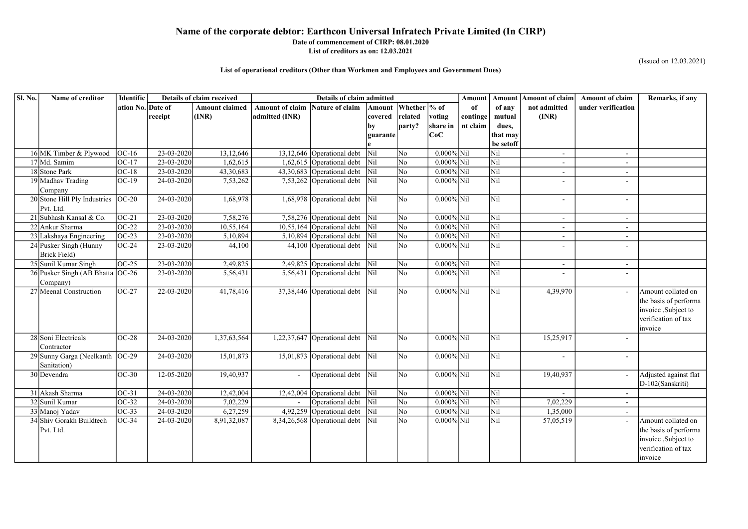# Name of the corporate debtor: Earthcon Universal Infratech Private Limited (In CIRP)

**Date of commencement of CIRP: 08.01.2020**

**List of creditors as on: 12.03.2021**

(Issued on 12.03.2021)

**List of operational creditors (Other than Workmen and Employees and Government Dues)**

| Sl. No. | Name of creditor | Identification No. | Details of claim received | | Details of claim admitted | | | | | Amount of contingent claim | Amount of any mutual dues, that may be setoff | Amount of claim not admitted (INR) | Amount of claim under verification | Remarks, if any |
|---|---|---|---|---|---|---|---|---|---|---|---|---|---|---|
| | | | Date of receipt | Amount claimed (INR) | Amount of claim admitted (INR) | Nature of claim | Amount covered by guarantee | Whether related party? | % of voting share in CoC | | | | | |
| 16 | MK Timber & Plywood | OC-16 | 23-03-2020 | 13,12,646 | 13,12,646 | Operational debt | Nil | No | 0.000% | Nil | Nil | - | - | |
| 17 | Md. Samim | OC-17 | 23-03-2020 | 1,62,615 | 1,62,615 | Operational debt | Nil | No | 0.000% | Nil | Nil | - | - | |
| 18 | Stone Park | OC-18 | 23-03-2020 | 43,30,683 | 43,30,683 | Operational debt | Nil | No | 0.000% | Nil | Nil | - | - | |
| 19 | Madhav Trading Company | OC-19 | 24-03-2020 | 7,53,262 | 7,53,262 | Operational debt | Nil | No | 0.000% | Nil | Nil | - | - | |
| 20 | Stone Hill Ply Industries Pvt. Ltd. | OC-20 | 24-03-2020 | 1,68,978 | 1,68,978 | Operational debt | Nil | No | 0.000% | Nil | Nil | - | - | |
| 21 | Subhash Kansal & Co. | OC-21 | 23-03-2020 | 7,58,276 | 7,58,276 | Operational debt | Nil | No | 0.000% | Nil | Nil | - | - | |
| 22 | Ankur Sharma | OC-22 | 23-03-2020 | 10,55,164 | 10,55,164 | Operational debt | Nil | No | 0.000% | Nil | Nil | - | - | |
| 23 | Lakshaya Engineering | OC-23 | 23-03-2020 | 5,10,894 | 5,10,894 | Operational debt | Nil | No | 0.000% | Nil | Nil | - | - | |
| 24 | Pusker Singh (Hunny Brick Field) | OC-24 | 23-03-2020 | 44,100 | 44,100 | Operational debt | Nil | No | 0.000% | Nil | Nil | - | - | |
| 25 | Sunil Kumar Singh | OC-25 | 23-03-2020 | 2,49,825 | 2,49,825 | Operational debt | Nil | No | 0.000% | Nil | Nil | - | - | |
| 26 | Pusker Singh (AB Bhatta Company) | OC-26 | 23-03-2020 | 5,56,431 | 5,56,431 | Operational debt | Nil | No | 0.000% | Nil | Nil | - | - | |
| 27 | Meenal Construction | OC-27 | 22-03-2020 | 41,78,416 | 37,38,446 | Operational debt | Nil | No | 0.000% | Nil | Nil | 4,39,970 | - | Amount collated on the basis of performa invoice ,Subject to verification of tax invoice |
| 28 | Soni Electricals Contractor | OC-28 | 24-03-2020 | 1,37,63,564 | 1,22,37,647 | Operational debt | Nil | No | 0.000% | Nil | Nil | 15,25,917 | - | |
| 29 | Sunny Garga (Neelkanth Sanitation) | OC-29 | 24-03-2020 | 15,01,873 | 15,01,873 | Operational debt | Nil | No | 0.000% | Nil | Nil | - | - | |
| 30 | Devendra | OC-30 | 12-05-2020 | 19,40,937 | - | Operational debt | Nil | No | 0.000% | Nil | Nil | 19,40,937 | - | Adjusted against flat D-102(Sanskriti) |
| 31 | Akash Sharma | OC-31 | 24-03-2020 | 12,42,004 | 12,42,004 | Operational debt | Nil | No | 0.000% | Nil | Nil | - | - | |
| 32 | Sunil Kumar | OC-32 | 24-03-2020 | 7,02,229 | - | Operational debt | Nil | No | 0.000% | Nil | Nil | 7,02,229 | - | |
| 33 | Manoj Yadav | OC-33 | 24-03-2020 | 6,27,259 | 4,92,259 | Operational debt | Nil | No | 0.000% | Nil | Nil | 1,35,000 | - | |
| 34 | Shiv Gorakh Buildtech Pvt. Ltd. | OC-34 | 24-03-2020 | 8,91,32,087 | 8,34,26,568 | Operational debt | Nil | No | 0.000% | Nil | Nil | 57,05,519 | - | Amount collated on the basis of performa invoice ,Subject to verification of tax invoice |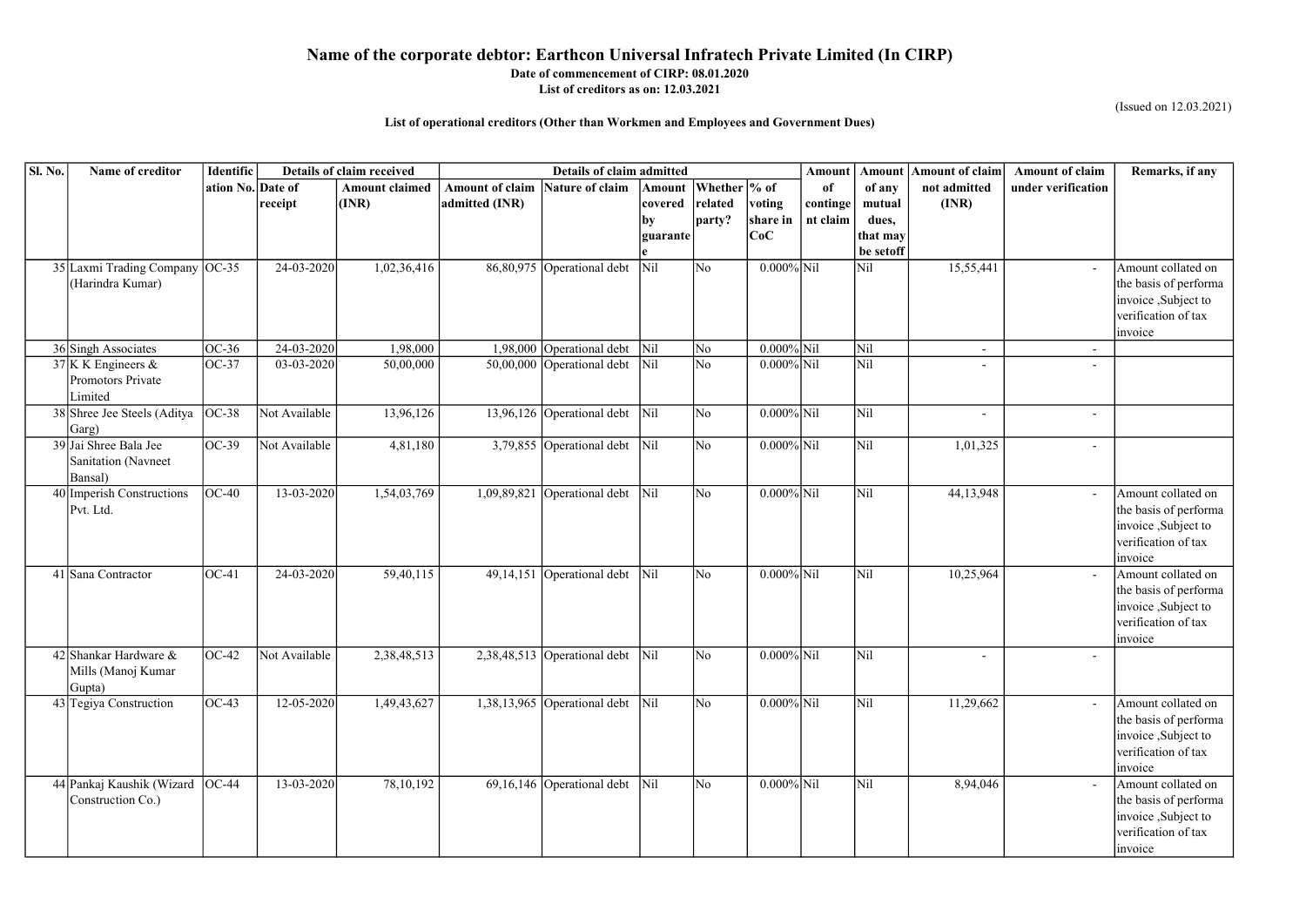# Name of the corporate debtor: Earthcon Universal Infratech Private Limited (In CIRP)

**Date of commencement of CIRP: 08.01.2020**

**List of creditors as on: 12.03.2021**

(Issued on 12.03.2021)

**List of operational creditors (Other than Workmen and Employees and Government Dues)**

| Sl. No. | Name of creditor | Identification No. | Details of claim received | | Details of claim admitted | | | | | Amount of contingent claim | Amount of any mutual dues, that may be setoff | Amount of claim not admitted (INR) | Amount of claim under verification | Remarks, if any |
|---|---|---|---|---|---|---|---|---|---|---|---|---|---|---|
| | | | Date of receipt | Amount claimed (INR) | Amount of claim admitted (INR) | Nature of claim | Amount covered by guarantee | Whether related party? | % of voting share in CoC | | | | | |
| 35 | Laxmi Trading Company (Harindra Kumar) | OC-35 | 24-03-2020 | 1,02,36,416 | 86,80,975 | Operational debt | Nil | No | 0.000% | Nil | Nil | 15,55,441 | - | Amount collated on the basis of performa invoice ,Subject to verification of tax invoice |
| 36 | Singh Associates | OC-36 | 24-03-2020 | 1,98,000 | 1,98,000 | Operational debt | Nil | No | 0.000% | Nil | Nil | - | - | |
| 37 | K K Engineers & Promotors Private Limited | OC-37 | 03-03-2020 | 50,00,000 | 50,00,000 | Operational debt | Nil | No | 0.000% | Nil | Nil | - | - | |
| 38 | Shree Jee Steels (Aditya Garg) | OC-38 | Not Available | 13,96,126 | 13,96,126 | Operational debt | Nil | No | 0.000% | Nil | Nil | - | - | |
| 39 | Jai Shree Bala Jee Sanitation (Navneet Bansal) | OC-39 | Not Available | 4,81,180 | 3,79,855 | Operational debt | Nil | No | 0.000% | Nil | Nil | 1,01,325 | - | |
| 40 | Imperish Constructions Pvt. Ltd. | OC-40 | 13-03-2020 | 1,54,03,769 | 1,09,89,821 | Operational debt | Nil | No | 0.000% | Nil | Nil | 44,13,948 | - | Amount collated on the basis of performa invoice ,Subject to verification of tax invoice |
| 41 | Sana Contractor | OC-41 | 24-03-2020 | 59,40,115 | 49,14,151 | Operational debt | Nil | No | 0.000% | Nil | Nil | 10,25,964 | - | Amount collated on the basis of performa invoice ,Subject to verification of tax invoice |
| 42 | Shankar Hardware & Mills (Manoj Kumar Gupta) | OC-42 | Not Available | 2,38,48,513 | 2,38,48,513 | Operational debt | Nil | No | 0.000% | Nil | Nil | - | - | |
| 43 | Tegiya Construction | OC-43 | 12-05-2020 | 1,49,43,627 | 1,38,13,965 | Operational debt | Nil | No | 0.000% | Nil | Nil | 11,29,662 | - | Amount collated on the basis of performa invoice ,Subject to verification of tax invoice |
| 44 | Pankaj Kaushik (Wizard Construction Co.) | OC-44 | 13-03-2020 | 78,10,192 | 69,16,146 | Operational debt | Nil | No | 0.000% | Nil | Nil | 8,94,046 | - | Amount collated on the basis of performa invoice ,Subject to verification of tax invoice |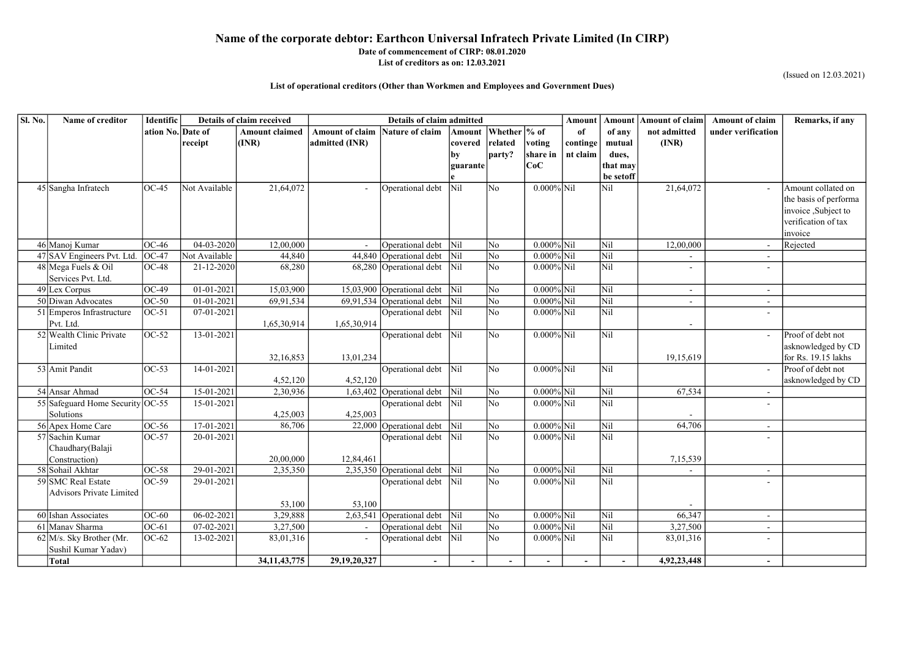# Name of the corporate debtor: Earthcon Universal Infratech Private Limited (In CIRP)

**Date of commencement of CIRP: 08.01.2020**

**List of creditors as on: 12.03.2021**

(Issued on 12.03.2021)

**List of operational creditors (Other than Workmen and Employees and Government Dues)**

| Sl. No. | Name of creditor | Identification No. | Details of claim received | | Details of claim admitted | | | | | Amount of contingent claim | Amount of any mutual dues, that may be setoff | Amount of claim not admitted (INR) | Amount of claim under verification | Remarks, if any |
|---|---|---|---|---|---|---|---|---|---|---|---|---|---|---|
| | | | Date of receipt | Amount claimed (INR) | Amount of claim admitted (INR) | Nature of claim | Amount covered by guarantee | Whether related party? | % of voting share in CoC | | | | | |
| 45 | Sangha Infratech | OC-45 | Not Available | 21,64,072 | - | Operational debt | Nil | No | 0.000% | Nil | Nil | 21,64,072 | - | Amount collated on the basis of performa invoice ,Subject to verification of tax invoice |
| 46 | Manoj Kumar | OC-46 | 04-03-2020 | 12,00,000 | - | Operational debt | Nil | No | 0.000% | Nil | Nil | 12,00,000 | - | Rejected |
| 47 | SAV Engineers Pvt. Ltd. | OC-47 | Not Available | 44,840 | 44,840 | Operational debt | Nil | No | 0.000% | Nil | Nil | - | - | |
| 48 | Mega Fuels & Oil Services Pvt. Ltd. | OC-48 | 21-12-2020 | 68,280 | 68,280 | Operational debt | Nil | No | 0.000% | Nil | Nil | - | - | |
| 49 | Lex Corpus | OC-49 | 01-01-2021 | 15,03,900 | 15,03,900 | Operational debt | Nil | No | 0.000% | Nil | Nil | - | - | |
| 50 | Diwan Advocates | OC-50 | 01-01-2021 | 69,91,534 | 69,91,534 | Operational debt | Nil | No | 0.000% | Nil | Nil | - | - | |
| 51 | Emperos Infrastructure Pvt. Ltd. | OC-51 | 07-01-2021 | 1,65,30,914 | 1,65,30,914 | Operational debt | Nil | No | 0.000% | Nil | Nil | - | - | |
| 52 | Wealth Clinic Private Limited | OC-52 | 13-01-2021 | 32,16,853 | 13,01,234 | Operational debt | Nil | No | 0.000% | Nil | Nil | 19,15,619 | - | Proof of debt not asknowledged by CD for Rs. 19.15 lakhs |
| 53 | Amit Pandit | OC-53 | 14-01-2021 | 4,52,120 | 4,52,120 | Operational debt | Nil | No | 0.000% | Nil | Nil | | - | Proof of debt not asknowledged by CD |
| 54 | Ansar Ahmad | OC-54 | 15-01-2021 | 2,30,936 | 1,63,402 | Operational debt | Nil | No | 0.000% | Nil | Nil | 67,534 | - | |
| 55 | Safeguard Home Security Solutions | OC-55 | 15-01-2021 | 4,25,003 | 4,25,003 | Operational debt | Nil | No | 0.000% | Nil | Nil | - | - | |
| 56 | Apex Home Care | OC-56 | 17-01-2021 | 86,706 | 22,000 | Operational debt | Nil | No | 0.000% | Nil | Nil | 64,706 | - | |
| 57 | Sachin Kumar Chaudhary(Balaji Construction) | OC-57 | 20-01-2021 | 20,00,000 | 12,84,461 | Operational debt | Nil | No | 0.000% | Nil | Nil | 7,15,539 | - | |
| 58 | Sohail Akhtar | OC-58 | 29-01-2021 | 2,35,350 | 2,35,350 | Operational debt | Nil | No | 0.000% | Nil | Nil | - | - | |
| 59 | SMC Real Estate Advisors Private Limited | OC-59 | 29-01-2021 | 53,100 | 53,100 | Operational debt | Nil | No | 0.000% | Nil | Nil | - | - | |
| 60 | Ishan Associates | OC-60 | 06-02-2021 | 3,29,888 | 2,63,541 | Operational debt | Nil | No | 0.000% | Nil | Nil | 66,347 | - | |
| 61 | Manav Sharma | OC-61 | 07-02-2021 | 3,27,500 | - | Operational debt | Nil | No | 0.000% | Nil | Nil | 3,27,500 | - | |
| 62 | M/s. Sky Brother (Mr. Sushil Kumar Yadav) | OC-62 | 13-02-2021 | 83,01,316 | - | Operational debt | Nil | No | 0.000% | Nil | Nil | 83,01,316 | - | |
| | **Total** | | | **34,11,43,775** | **29,19,20,327** | **-** | **-** | **-** | **-** | **-** | **-** | **4,92,23,448** | **-** | |